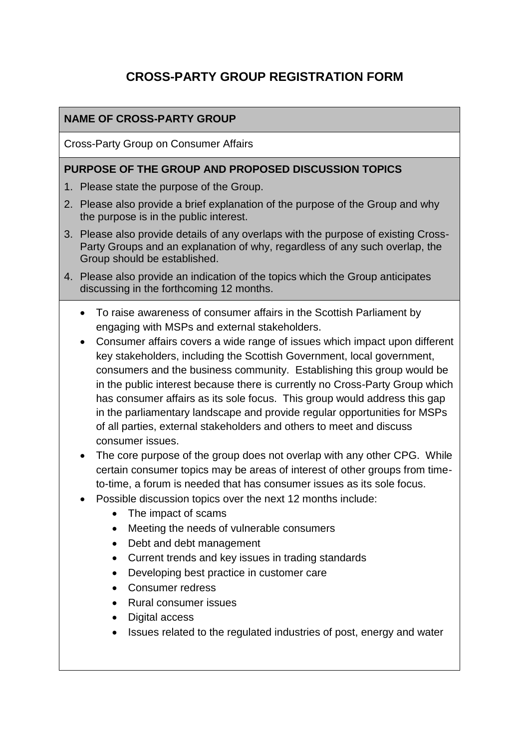# CROSS-PARTY GROUP REGISTRATION FORM

## NAME OF CROSS-PARTY GROUP

Cross-Party Group on Consumer Affairs

## PURPOSE OF THE GROUP AND PROPOSED DISCUSSION TOPICS

1. Please state the purpose of the Group.
2. Please also provide a brief explanation of the purpose of the Group and why the purpose is in the public interest.
3. Please also provide details of any overlaps with the purpose of existing Cross-Party Groups and an explanation of why, regardless of any such overlap, the Group should be established.
4. Please also provide an indication of the topics which the Group anticipates discussing in the forthcoming 12 months.

- To raise awareness of consumer affairs in the Scottish Parliament by engaging with MSPs and external stakeholders.
- Consumer affairs covers a wide range of issues which impact upon different key stakeholders, including the Scottish Government, local government, consumers and the business community. Establishing this group would be in the public interest because there is currently no Cross-Party Group which has consumer affairs as its sole focus. This group would address this gap in the parliamentary landscape and provide regular opportunities for MSPs of all parties, external stakeholders and others to meet and discuss consumer issues.
- The core purpose of the group does not overlap with any other CPG. While certain consumer topics may be areas of interest of other groups from time-to-time, a forum is needed that has consumer issues as its sole focus.
- Possible discussion topics over the next 12 months include:
  - The impact of scams
  - Meeting the needs of vulnerable consumers
  - Debt and debt management
  - Current trends and key issues in trading standards
  - Developing best practice in customer care
  - Consumer redress
  - Rural consumer issues
  - Digital access
  - Issues related to the regulated industries of post, energy and water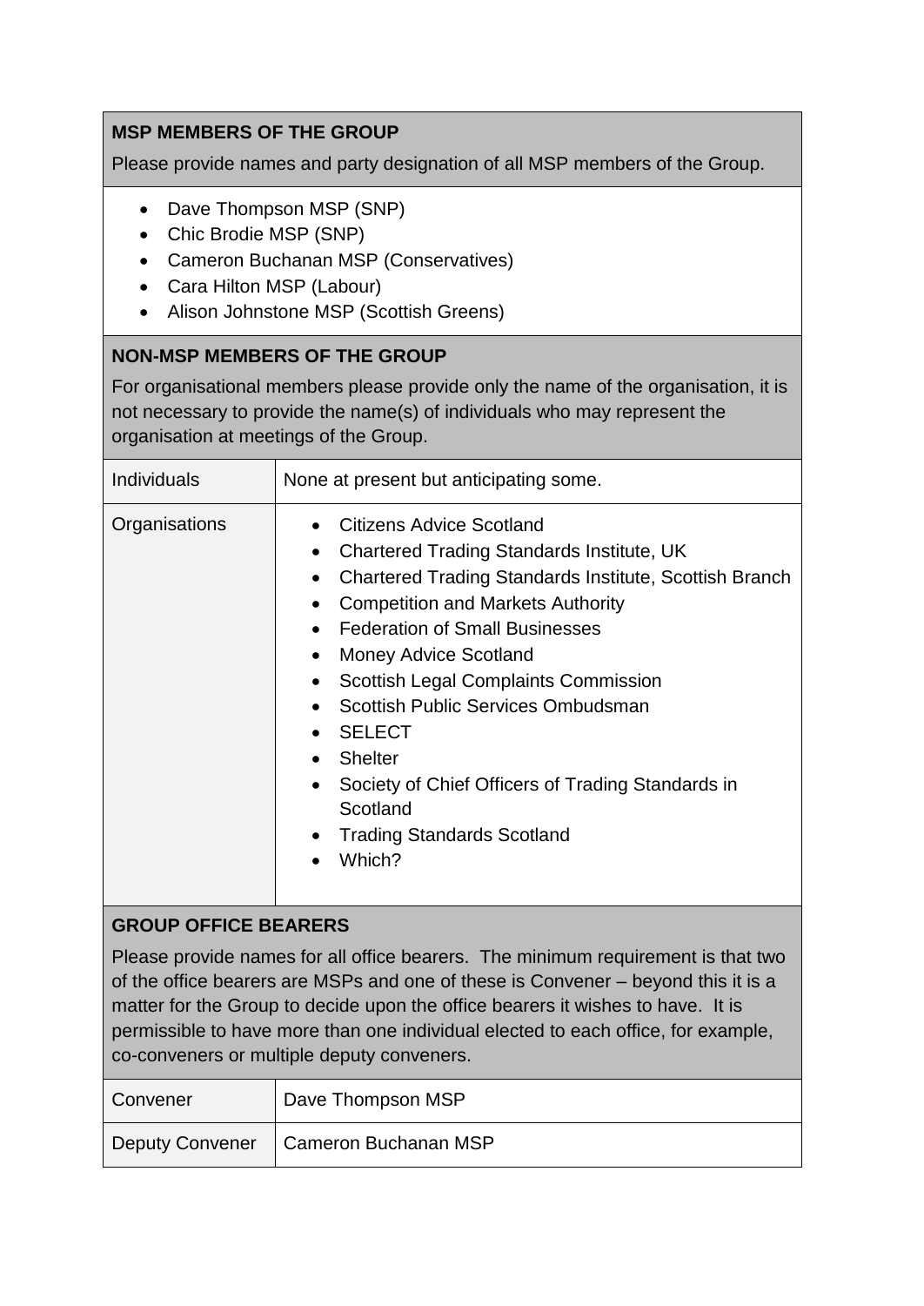### MSP MEMBERS OF THE GROUP

Please provide names and party designation of all MSP members of the Group.

- Dave Thompson MSP (SNP)
- Chic Brodie MSP (SNP)
- Cameron Buchanan MSP (Conservatives)
- Cara Hilton MSP (Labour)
- Alison Johnstone MSP (Scottish Greens)

### NON-MSP MEMBERS OF THE GROUP

For organisational members please provide only the name of the organisation, it is not necessary to provide the name(s) of individuals who may represent the organisation at meetings of the Group.

| | |
|---|---|
| Individuals | None at present but anticipating some. |
| Organisations | • Citizens Advice Scotland<br>• Chartered Trading Standards Institute, UK<br>• Chartered Trading Standards Institute, Scottish Branch<br>• Competition and Markets Authority<br>• Federation of Small Businesses<br>• Money Advice Scotland<br>• Scottish Legal Complaints Commission<br>• Scottish Public Services Ombudsman<br>• SELECT<br>• Shelter<br>• Society of Chief Officers of Trading Standards in Scotland<br>• Trading Standards Scotland<br>• Which? |

### GROUP OFFICE BEARERS

Please provide names for all office bearers. The minimum requirement is that two of the office bearers are MSPs and one of these is Convener – beyond this it is a matter for the Group to decide upon the office bearers it wishes to have. It is permissible to have more than one individual elected to each office, for example, co-conveners or multiple deputy conveners.

| | |
|---|---|
| Convener | Dave Thompson MSP |
| Deputy Convener | Cameron Buchanan MSP |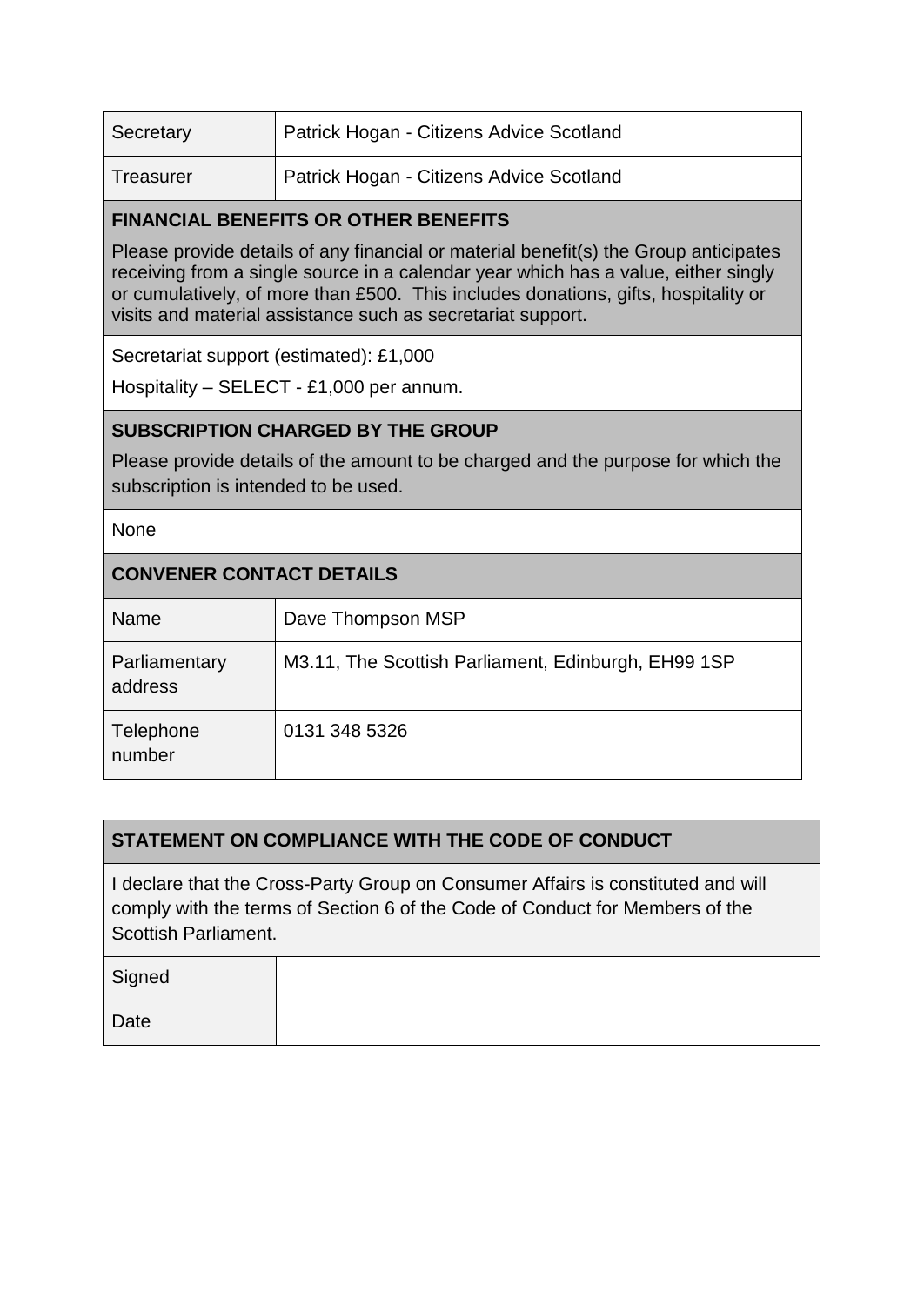| | |
|---|---|
| Secretary | Patrick Hogan - Citizens Advice Scotland |
| Treasurer | Patrick Hogan - Citizens Advice Scotland |

**FINANCIAL BENEFITS OR OTHER BENEFITS**

Please provide details of any financial or material benefit(s) the Group anticipates receiving from a single source in a calendar year which has a value, either singly or cumulatively, of more than £500. This includes donations, gifts, hospitality or visits and material assistance such as secretariat support.

Secretariat support (estimated): £1,000

Hospitality – SELECT - £1,000 per annum.

**SUBSCRIPTION CHARGED BY THE GROUP**

Please provide details of the amount to be charged and the purpose for which the subscription is intended to be used.

None

**CONVENER CONTACT DETAILS**

| | |
|---|---|
| Name | Dave Thompson MSP |
| Parliamentary address | M3.11, The Scottish Parliament, Edinburgh, EH99 1SP |
| Telephone number | 0131 348 5326 |

**STATEMENT ON COMPLIANCE WITH THE CODE OF CONDUCT**

I declare that the Cross-Party Group on Consumer Affairs is constituted and will comply with the terms of Section 6 of the Code of Conduct for Members of the Scottish Parliament.

| | |
|---|---|
| Signed | |
| Date | |